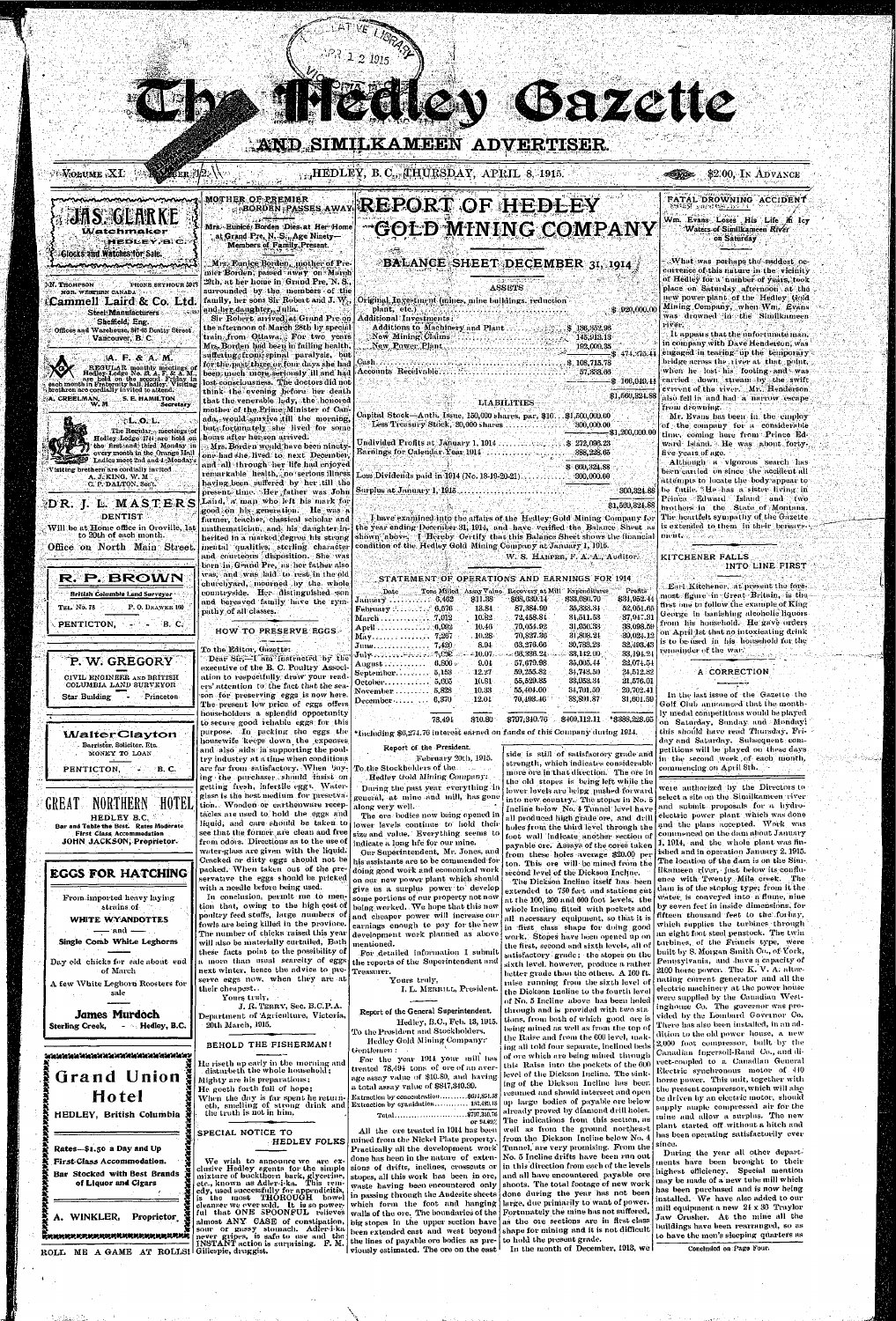# The Hedley Gazette

## AND SIMILKAMEEN ADVERTISER.

VOLUME XI. NUMBER 12. HEDLEY, B. C., THURSDAY, APRIL 8, 1915. $2.00, IN ADVANCE

---

**JAS. CLARKE**
Watchmaker
HEDLEY, B.C.
Clocks and Watches for Sale.

---

H. THOMPSON PHONE SEYMOUR 5913
MGR. WESTERN CANADA
**Cammell Laird & Co. Ltd.**
Steel Manufacturers
Sheffield, Eng.
Offices and Warehouse, 847-63 Beatty Street
Vancouver, B. C.

---

**A. F. & A. M.**
REGULAR monthly meetings of Hedley Lodge No. 43, A. F. & A. M., are held on the second Friday in each month in Fraternity hall Hedley. Visiting brethren are cordially invited to attend.
A. CREELMAN, W. M. S. E. HAMILTON Secretary

---

**L. O. L.**
The Regular meetings of Hedley Lodge 1744 are held on the first and third Monday in every month in the Orange Hall. Ladies meet 2nd and 4th Mondays. Visiting brethren are cordially invited
A. J. KING, W. M.
C. P. DALTON, Sec't.

---

**DR. J. L. MASTERS**
DENTIST
Will be at Home office in Oroville, 1st to 20th of each month.
Office on North Main Street.

---

**R. P. BROWN**
British Columbia Land Surveyor
TEL. No. 78 P. O. DRAWER 160
PENTICTON, B. C.

---

**P. W. GREGORY**
CIVIL ENGINEER AND BRITISH COLUMBIA LAND SURVEYOR
Star Building - Princeton

---

**Walter Clayton**
Barrister, Solicitor, Etc.
MONEY TO LOAN
PENTICTON, B. C.

---

**GREAT NORTHERN HOTEL**
HEDLEY B.C.
Bar and Table the Best. Rates Moderate
First Class Accommodation
JOHN JACKSON, Proprietor.

---

**EGGS FOR HATCHING**

From imported heavy laying strains of

**WHITE WYANDOTTES**

— and —

**Single Comb White Leghorns**

Day old chicks for sale about end of March

A few White Leghorn Roosters for sale

**James Murdoch**
Sterling Creek, - Hedley, B.C.

---

**Grand Union Hotel**
HEDLEY, British Columbia

Rates—$1.50 a Day and Up
First-Class Accommodation.
Bar Stocked with Best Brands of Liquor and Cigars

A. WINKLER, Proprietor.

---

ROLL ME A GAME AT ROLLS!

---

## MOTHER OF PREMIER BORDEN PASSES AWAY

Mrs. Eunice Borden Dies at Her Home at Grand Pre, N. S., Age Ninety—Members of Family Present.

Mrs. Eunice Borden, mother of Premier Borden, passed away on March 28th, at her home in Grand Pre, N. S., surrounded by the members of the family, her sons Sir Robert and J. W., and her daughter, Julia.

Sir Robert arrived at Grand Pre on the afternoon of March 28th by special train from Ottawa. For two years Mrs. Borden had been in failing health, suffering from spinal paralysis, but for the past three or four days she had been much more seriously ill and had lost consciousness. The doctors did not think the evening before her death that the venerable lady, the honored mother of the Prime Minister of Canada, would survive till the morning, but, fortunately she lived for some hours after her son arrived.

Mrs. Borden would have been ninety-one had she lived to next December, and all through her life had enjoyed remarkable health, no serious illness having been suffered by her till the present time. Her father was John Land, a man who left his mark for good on his generation. He was a farmer, teacher, classical scholar and mathematician, and his daughter inherited in a marked degree his strong mental qualities, sterling character and courteous disposition. She was born in Grand Pre, as her father also was, and was laid to rest in the old churchyard, mourned by the whole countryside. Her distinguished son and bereaved family have the sympathy of all classes.

## HOW TO PRESERVE EGGS

To the Editor, Gazette:

Dear Sir,—I am instructed by the executive of the B. C. Poultry Association to respectfully draw your readers' attention to the fact that the season for preserving eggs is now here. The present low price of eggs offers householders a splendid opportunity to secure good reliable eggs for this purpose. In packing the eggs the housewife keeps down the expenses and also aids in supporting the poultry industry at a time when conditions are far from satisfactory. When buying the purchaser should insist on getting fresh, infertile eggs. Waterglass is the best medium for preservation. Wooden or earthenware receptacles are used to hold the eggs and liquid, and care should be taken to see that the former are clean and free from odors. Directions as to the use of water-glass are given with the liquid. Cracked or dirty eggs should not be packed. When taken out of the preservative the eggs should be pricked with a needle before being used.

In conclusion, permit me to mention that, owing to the high cost of poultry feed stuffs, large numbers of fowls are being killed in the province. The number of chicks raised this year will also be materially curtailed. Both these facts point to the possibility of a more than usual scarcity of eggs next winter, hence the advice to preserve eggs now, when they are at their cheapest.

Yours truly,
J. R. TERRY, Sec. B.C.P.A.
Department of Agriculture, Victoria, 20th March, 1915.

## BEHOLD THE FISHERMAN!

He riseth up early in the morning and disturbeth the whole household;
Mighty are his preparations;
He goeth forth full of hope;
When the day is far spent he returneth, smelling of strong drink and the truth is not in him.

## SPECIAL NOTICE TO HEDLEY FOLKS

We wish to announce we are exclusive Hedley agents for the simple mixture of buckthorn bark, glycerine, etc., known as Adler-i-ka. This remedy, used successfully for appendicitis, is the most THOROUGH bowel cleanser we ever sold. It is so powerful that ONE SPOONFUL relieves almost ANY CASE of constipation, sour or gassy stomach. Adler-i-ka never gripes, is safe to use and the INSTANT action is surprising. F. M. Gillespie, druggist.

---

# REPORT OF HEDLEY GOLD MINING COMPANY

## BALANCE SHEET DECEMBER 31, 1914

### ASSETS

| | | |
|---|---|---|
| Original Investment (mines, mine buildings, reduction plant, etc.) | | $ 920,000.00 |
| Additional Investments: | | |
| Additions to Machinery and Plant | $ 136,852.98 | |
| New Mining Claims | 145,913.13 | |
| New Power Plant | 192,009.35 | |
| | | $ 474,775.44 |
| Cash | $ 108,715.78 | |
| Accounts Receivable | 57,333.66 | |
| | | $ 166,049.44 |
| | | $1,560,824.88 |

### LIABILITIES

| | | |
|---|---|---|
| Capital Stock—Auth. Issue, 150,000 shares, par, $10 | $1,500,000.00 | |
| Less Treasury Stock, 30,000 shares | 300,000.00 | |
| | | $1,200,000.00 |
| Undivided Profits at January 1, 1914 | $ 272,096.23 | |
| Earnings for Calendar Year 1914 | 388,228.65 | |
| | $ 660,324.88 | |
| Less Dividends paid in 1914 (No. 18-19-20-21) | 300,000.00 | |
| Surplus at January 1, 1915 | | 360,324.88 |
| | | $1,560,824.88 |

I have examined into the affairs of the Hedley Gold Mining Company for the year ending December 31, 1914, and have verified the Balance Sheet as shown above. I hereby Certify that this Balance Sheet shows the financial condition of the Hedley Gold Mining Company at January 1, 1915.

W. S. HARPER, F. A. A., Auditor.

### STATEMENT OF OPERATIONS AND EARNINGS FOR 1914

| Date | Tons Milled | Assay Value | Recovery at Mill | Expenditures | Profits |
|---|---|---|---|---|---|
| January | 6,462 | $11.38 | $68,039.14 | $33,086.70 | $34,952.44 |
| February | 6,576 | 13.84 | 87,384.90 | 35,333.81 | 52,051.09 |
| March | 7,012 | 10.82 | 72,458.81 | 34,511.58 | 37,947.31 |
| April | 6,002 | 10.46 | 70,054.92 | 31,036.33 | 38,018.59 |
| May | 7,287 | 10.28 | 70,827.36 | 31,803.24 | 39,024.12 |
| June | 7,420 | 8.94 | 63,276.66 | 30,783.23 | 32,493.43 |
| July | 7,082 | 10.07 | 65,338.24 | 33,142.00 | 33,196.24 |
| August | 6,300 | 9.01 | 57,679.98 | 35,605.44 | 22,074.54 |
| September | 5,153 | 12.27 | 59,255.82 | 34,743.50 | 24,512.32 |
| October | 5,005 | 10.81 | 55,629.35 | 34,053.34 | 21,576.01 |
| November | 5,828 | 10.33 | 55,404.00 | 34,701.59 | 20,702.41 |
| December | 6,370 | 12.01 | 70,403.46 | 38,801.87 | 31,601.59 |
| | 78,494 | $10.80 | $797,340.76 | $409,112.11 | *$388,228.65 |

*Including $6,274.76 interest earned on funds of this Company during 1914.

#### Report of the President.

February 20th, 1915.

To the Stockholders of the Hedley Gold Mining Company:

During the past year everything in general, at mine and mill, has gone along very well.

The ore bodies now being opened in lower levels continue to hold their size and value. Everything seems to indicate a long life for our mine.

Our Superintendent, Mr. Jones, and his assistants are to be commended for doing good work and economical work on our new power plant which should give us a surplus power to develop some portions of our property not now being worked. We hope that this new and cheaper power will increase our earnings enough to pay for the new development work planned as above mentioned.

For detailed information I submit the reports of the Superintendent and Treasurer.

Yours truly,
I. L. MERRILL, President.

#### Report of the General Superintendent.

Hedley, B.C., Feb. 13, 1915.

To the President and Stockholders, Hedley Gold Mining Company:

Gentlemen:

For the year 1914 your mill has treated 78,494 tons of ore of an average assay value of $10.80, and having a total assay value of $847,349.20.

| | |
|---|---|
| Extraction by concentration | $604,851.58 |
| Extraction by cyanidation | 192,489.18 |
| Total | $797,340.76 |
| | or 94.09% |

All the ore treated in 1914 has been mined from the Nickel Plate property. Practically all the development work done has been in the nature of extensions of drifts, inclines, crosscuts or stopes, as all this work has been in ore, waste having been encountered only in passing through the Andesite sheets which form the foot and hanging walls of the ore. The boundaries of the big stopes in the upper section have been extended east and west beyond the lines of payable ore bodies as previously estimated. The ore on the east side is still of satisfactory grade and strength, which indicates considerable more ore in that direction. The ore in the old stopes is being left while the lower levels are being pushed forward into new country. The stopes in No. 5 Incline below No. 4 Tunnel level have all produced high grade ore, and drill holes from the third level through the foot wall indicate another section of payable ore. Assays of the cores taken from these holes average $20.00 per ton. This ore will be mined from the second level of the Dickson Incline.

The Dickson Incline itself has been extended to 750 feet and stations cut at the 100, 200 and 600 foot levels, the whole Incline fitted with pockets and all necessary equipment, so that it is in first class shape for doing good work. Stopes have been opened up on the first, second and sixth levels, all of satisfactory grade; the stopes on the sixth level, however, produce a rather better grade than the others. A 160 ft. raise running from the sixth level of the Dickson Incline to the fourth level of No. 5 Incline above has been holed through and is provided with two stations, from both of which good ore is being mined as well as from the top of the Raise and from the 600 level, making all told four separate, inclined beds of ore which are being mined through this Raise into the pockets of the 600 level of the Dickson Incline. The sinking of the Dickson Incline has been resumed and should intersect and open up large bodies of payable ore below already proved by diamond drill holes. The indications from this section, as well as from the ground northeast from the Dickson Incline below No. 4 Tunnel, are very promising. From the No. 5 Incline drifts have been run out in this direction from each of the levels and all have encountered payable ore shoots. The total footage of new work done during the year has not been large, due primarily to want of power. Fortunately the mine has not suffered, as the ore sections are in first class shape for mining and it is not difficult to hold the present grade.

In the month of December, 1913, we were authorized by the Directors to select a site on the Similkameen river and submit proposals for a hydro-electric power plant which was done and the plans accepted. Work was commenced on the dam about January 1, 1914, and the whole plant was finished and in operation January 2, 1915. The location of the dam is on the Similkameen river, just below its confluence with Twenty Mile creek. The dam is of the stoplog type; from it the water is conveyed into a flume, nine by seven feet in inside dimensions, for fifteen thousand feet to the forbay, which supplies the turbines through an eight foot steel penstock. The twin turbines, of the Francis type, were built by S. Morgan Smith Co., of York, Pennsylvania, and have a capacity of 2100 horse power. The K. V. A. alternating current generator and all the electric machinery at the power house were supplied by the Canadian Westinghouse Co. The governor was provided by the Lombard Governor Co. There has also been installed, in addition to the old power house, a new 2,000 foot compressor, built by the Canadian Ingersoll-Rand Co., and direct-coupled to a Canadian General Electric synchronous motor of 410 horse power. This unit, together with the present compressor, which will also be driven by an electric motor, should supply ample compressed air for the mine and allow a surplus. The new plant started off without a hitch and has been operating satisfactorily ever since.

During the year all other departments have been brought to their highest efficiency. Special mention may be made of a new tube mill which has been purchased and is now being installed. We have also added to our mill equipment a new 24 x 36 Traylor Jaw Crusher. At the mine all the buildings have been rearranged, so as to have the men's sleeping quarters as

Concluded on Page Four.

---

## FATAL DROWNING ACCIDENT

Wm. Evans Loses His Life in Icy Waters of Similkameen River on Saturday

What was perhaps the saddest occurrence of this nature in the vicinity of Hedley for a number of years, took place on Saturday afternoon at the new power plant of the Hedley Gold Mining Company, when Wm. Evans was drowned in the Similkameen river.

It appears that the unfortunate man, in company with Dave Henderson, was engaged in tearing up the temporary bridge across the river at that point, when he lost his footing and was carried down stream by the swift current of the river. Mr. Henderson also fell in and had a narrow escape from drowning.

Mr. Evans has been in the employ of the company for a considerable time, coming here from Prince Edward Island. He was about forty-five years of age.

Although a vigorous search has been carried on since the accident all attempts to locate the body appear to be futile. He has a sister living in Prince Edward Island and two brothers in the State of Montana. The heartfelt sympathy of the Gazette is extended to them in their bereavement.

## KITCHENER FALLS INTO LINE FIRST

Earl Kitchener, at present the foremost figure in Great Britain, is the first one to follow the example of King George in banishing alcoholic liquors from his household. He gave orders on April 1st that no intoxicating drink is to be used in his household for the remainder of the war.

## A CORRECTION

In the last issue of the Gazette the Golf Club announced that the monthly medal competitions would be played on Saturday, Sunday and Monday; this should have read Thursday, Friday and Saturday. Subsequent competitions will be played on these days in the second week of each month, commencing on April 8th.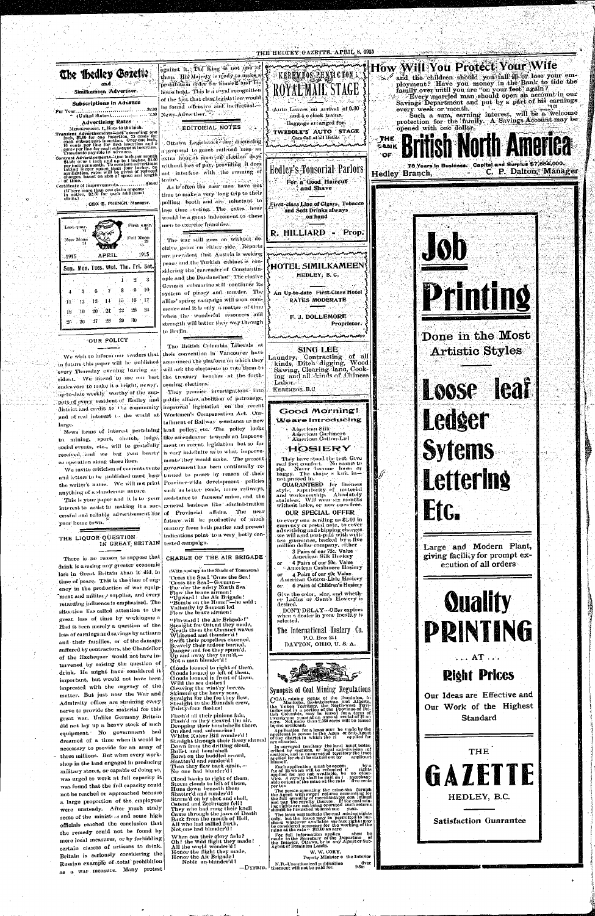# The Hedley Gazette

and

## Similkameen Advertiser.

**Subscriptions in Advance**

Per Year ........................................ $2.00
" (United States) ........................ 2.50

**Advertising Rates**

Measurement, 12 lines to the inch.

Transient Advertisements—not exceeding one inch, $1.00 for one insertion, 25 cents for each subsequent insertion. Over one inch, 10 cents per line for first insertion and 5 cents per line for each subsequent insertion. Transients payable in advance.

Contract Advertisements—One inch per month $1.25; over 1 inch and up to 4 inches, $1.00 per inch per month. To constant advertisers taking larger space than four inches, on application, rates will be given of reduced charges, based on size of space and length of time.

Certificate of Improvements .................. $10.00
(Where more than one claim appears in notice, $2.50 for each additional claim.)

GEO. E. FRENCH, Manager.

| | | | | | | |
|---|---|---|---|---|---|---|
| Last quar. 6 | | | | | | First quar. 22 |
| New Moon 14 | | | | | | Full Moon 29 |
| 1915 | | | APRIL | | | 1915 |
| Sun. | Mon. | Tues. | Wed. | Thu. | Fri. | Sat. |
| | | | | 1 | 2 | 3 |
| 4 | 5 | 6 | 7 | 8 | 9 | 10 |
| 11 | 12 | 13 | 14 | 15 | 16 | 17 |
| 18 | 19 | 20 | 21 | 22 | 23 | 24 |
| 25 | 26 | 27 | 28 | 29 | 30 | |

## OUR POLICY

We wish to inform our readers that in future this paper will be published every Thursday evening barring accident. We intend to use our best endeavors to make it a bright, newsy, up-to-date weekly worthy of the support of every resident of Hedley and district and credit to the community and of real interest to the world at large.

News items of interest pertaining to mining, sport, church, lodge, social events, etc., will be gratefully received, and we beg your hearty co-operation along these lines.

We invite criticism of current events and letters to be published must bear the writer's name. We will not print anything of a slanderous nature.

This is your paper and it is to your interest to assist in making it a successful and reliable advertisement for your home town.

## THE LIQUOR QUESTION IN GREAT BRITAIN

There is no reason to suppose that drink is causing any greater economic loss in Great Britain than it did in time of peace. This is the time of urgency in the production of war equipment and military supplies, and every retarding influence is emphasized. The situation has called attention to the great loss of time by workingmen. Had it been merely a question of the loss of earnings and savings by artisans and their families, or of the damage suffered by contractors, the Chancellor of the Exchequer would not have intervened by raising the question of drink. He might have considered it important, but would not have been impressed with the urgency of the matter. But just now the War and Admiralty offices are straining every nerve to provide the material for this great war. Unlike Germany Britain did not lay up a heavy stock of such equipment. No government had dreamed of a time when it would be necessary to provide for an army of three millions. But when every workshop in the land engaged in producing military stores, or capable of doing so, was urged to work at full capacity it was found that the full capacity could not be reached or approached because a large proportion of the employees were unsteady. After much study some of the ministers and some high officials reached the conclusion that the remedy could not be found by mere local measures, or by forbidding certain classes of artisans to drink. Britain is seriously considering the Russian example of total prohibition as a war measure. Many protest against it. The King is not one of them. His Majesty is ready to make a prohibition order for himself and his household. This is a royal recognition of the fact that class legislation would be found offensive and ineffectual.— News-Advertiser.

## EDITORIAL NOTES

Ottawa Legislators are discussing a proposal to grant railroad men an extra hour off noon on election days without loss of pay, providing it does not interfere with the running of trains.

As is often the case men have not time to make a very long trip to their polling booth and are reluctant to lose time voting. The extra hour would be a great inducement to these men to exercise franchise.

The war still goes on without decisive gains on either side. Reports are prevalent that Austria is seeking peace and the Turkish cabinet is considering the surrender of Constantinople and the Dardanelles. The elusive German submarine still continues its system of piracy and murder. The allies' spring campaign will soon commence and it is only a matter of time when the wonderful resources and strength will batter their way through to Berlin.

The British Columbia Liberals at their convention in Vancouver have announced the platform on which they will ask the electorate to vote them to the treasury benches at the forthcoming elections.

They promise investigations into public affairs, abolition of patronage, improved legislation on the recent Workmen's Compensation Act. Curtailment of Railway assistance as new land policy, etc. The policy looks like an endeavor towards an improvement on recent legislation but so far is very indefinite as to what improvements they would make. The present government has been continually returned to power by reason of their Province-wide development policies such as better roads, more railways, assistance to farmers' union, and the general business like administration of Provincial affairs. The near future will be productive of much oratory from both parties and present indications point to a very hotly contested campaign.

## CHARGE OF THE AIR BRIGADE

(With apology to the Shade of Tennyson.)

'Cross the Sea! 'Cross the Sea!
'Cross the Sea!—German—
Far o'er the misty North Sea
Flew the brave airmen!
"Upward! the Air Brigade!
"Bombs on the Huns!"—he said;
Valiantly by Samson led
Flew the brave airmen!

"Forward! the Air Brigade!"
Straight for Ostend they made,
'Neath them the Channel waves
Whitened and thunder'd!
Swift their propellers churned,
Bravely their ardour burned,
Danger and foe they spurn'd,
Up and away they turn'd,—
Not a man blunder'd!

Clouds loomed to right of them,
Clouds loomed to left of them,
Clouds loomed in front of them,
Wild the sea dashes!
Cleaving the wintry breeze,
Skimming the heavy seas,
Straight for the foe they flew,
Straight to the Hunnish crew,
Thirty-four flashes!

Flash'd all their pinions fair,
Flash'd as they cleaved the air,
Dropping their bombshells there,
On shed and submarine!
Whilst Kaiser Bill wonder'd!
Straight through their fleecy shroud
Down from the drifting cloud,
Bullet and bombshell
Burst on the huddled crowd,
Shatter'd and sunder'd!
Then they flew back again,—
No one had blunder'd!

Cloud banks to right of them,
Storm clouds to left of them,
Huns down beneath them
Shatter'd and sunder'd!
Storm'd on by shot and shell,
Ostend and Zeebrugge fell!
They who had rung their knell
Came through the jaws of Death
Back from the mouth of Hell,
All who had sallied forth,
Not one had blunder'd!

When can their glory fade?
Oh! the wild flight they made!
All the world wonder'd!
Honor the flight they made,
Honor the Air Brigade!
Noble air-blunder'd!

—DYPEIO.

---

# KEREMEOS-PENTICTON ROYAL MAIL STAGE

Auto Leaves on arrival of 9.30 and 4 o'clock trains.

Baggage arranged for.

**TWEDDLE'S AUTO STAGE**

Cars Call at all Hotels

---

## Hedley's Tonsorial Parlors

For a Good Haircut and Shave

First-class Line of Cigars, Tobacco and Soft Drinks always on hand

R. HILLIARD - Prop.

---

## HOTEL SIMILKAMEEN

HEDLEY, B.C.

An Up-to-date First-Class Hotel

RATES MODERATE

F. J. DOLLEMORE
Proprietor.

---

## SING LEE

Laundry, Contracting of all kinds, Ditch digging, Wood Sawing, Clearing land, Cooking and all kinds of Chinese Labor.

KEREMEOS, B.C.

---

## Good Morning! We are Introducing

American Silk
American Cashmere
American Cotton-Lisl

## HOSIERY

They have stood the test. Give real foot comfort. No seams to rip. Never become loose or baggy. The shape is knit in—not pressed in.

GUARANTEED for fineness style, superiority of material and workmanship. Absolutely stainless. Will wear six months without holes, or new ones free.

**OUR SPECIAL OFFER**

to every one sending us $1.00 in currency or postal note, to cover advertising and shipping charges we will send post-paid with written guarantee, backed by a five million dollar company, either

3 Pairs of our 75c. Value American Silk Hosiery
or 4 Pairs of our 50c. Value American Cashmere Hosiery
or 4 Pairs of our 50c Value American Cotton-Lisle Hosiery
or 6 Pairs of Children's Hosiery

Give the color, size, and whether Ladies or Gent's Hosiery is desired.

DON'T DELAY—Offer expires when a dealer in your locality is selected.

The International Hosiery Co.
P.O. Box 244
DAYTON, OHIO, U. S. A.

---

## Synopsis of Coal Mining Regulations

COAL mining rights of the Dominion, in Manitoba, Saskatchewan and Alberta, the Yukon Territory, the North-west Territories and in a portion of the Province of British Columbia, may be leased for a term of twenty-one years at an annual rental of $1 an acre. Not more than 2,560 acres will be leased to one applicant.

Application for a lease must be made by the applicant in person to the Agent or Sub-Agent of the district in which the rights applied for are situated.

In surveyed territory the land must be described by sections, or legal subdivisions of sections, and in unsurveyed territory the tract applied for shall be staked out by the applicant himself.

Each application must be accompanied by a fee of $5 which will be refunded if the rights applied for are not available, but not otherwise. A royalty shall be paid on the merchantable output of the mine at the rate of five cents per ton.

The person operating the mine shall furnish the Agent with sworn returns accounting for the full quantity of merchantable coal mined and pay the royalty thereon. If the coal mining rights are not being operated such returns should be furnished at least once a year.

The lease will include the coal mining rights only, but the lessee may be permitted to purchase whatever available surface rights may be considered necessary for the working of the mine at the rate of $10.00 an acre.

For full information application should be made to the Secretary of the Department of the Interior, Ottawa, or to any Agent or Sub-Agent of Dominion Lands.

W. W. CORY,
Deputy Minister of the Interior

N.B.—Unauthorized publication of this advertisement will not be paid for.

---

## How Will You Protect Your Wife

and the children should you fall ill or lose your employment? Have you money in the Bank to tide the family over until you are "on your feet" again?

Every married man should open an account in our Savings Department and put by a part of his earnings every week or month.

Such a sum, earning interest, will be a welcome protection for the family. A Savings Account may be opened with one dollar.

# THE BANK OF British North America

78 Years in Business. Capital and Surplus $7,884,000.

Hedley Branch, C. P. Dalton, Manager

---

# Job Printing

Done in the Most Artistic Styles

# Loose leaf Ledger Sytems Lettering Etc.

Large and Modern Plant, giving facility for prompt execution of all orders

# Quality PRINTING

... AT ...

## Right Prices

Our Ideas are Effective and Our Work of the Highest Standard

THE

# GAZETTE

HEDLEY, B.C.

Satisfaction Guarantee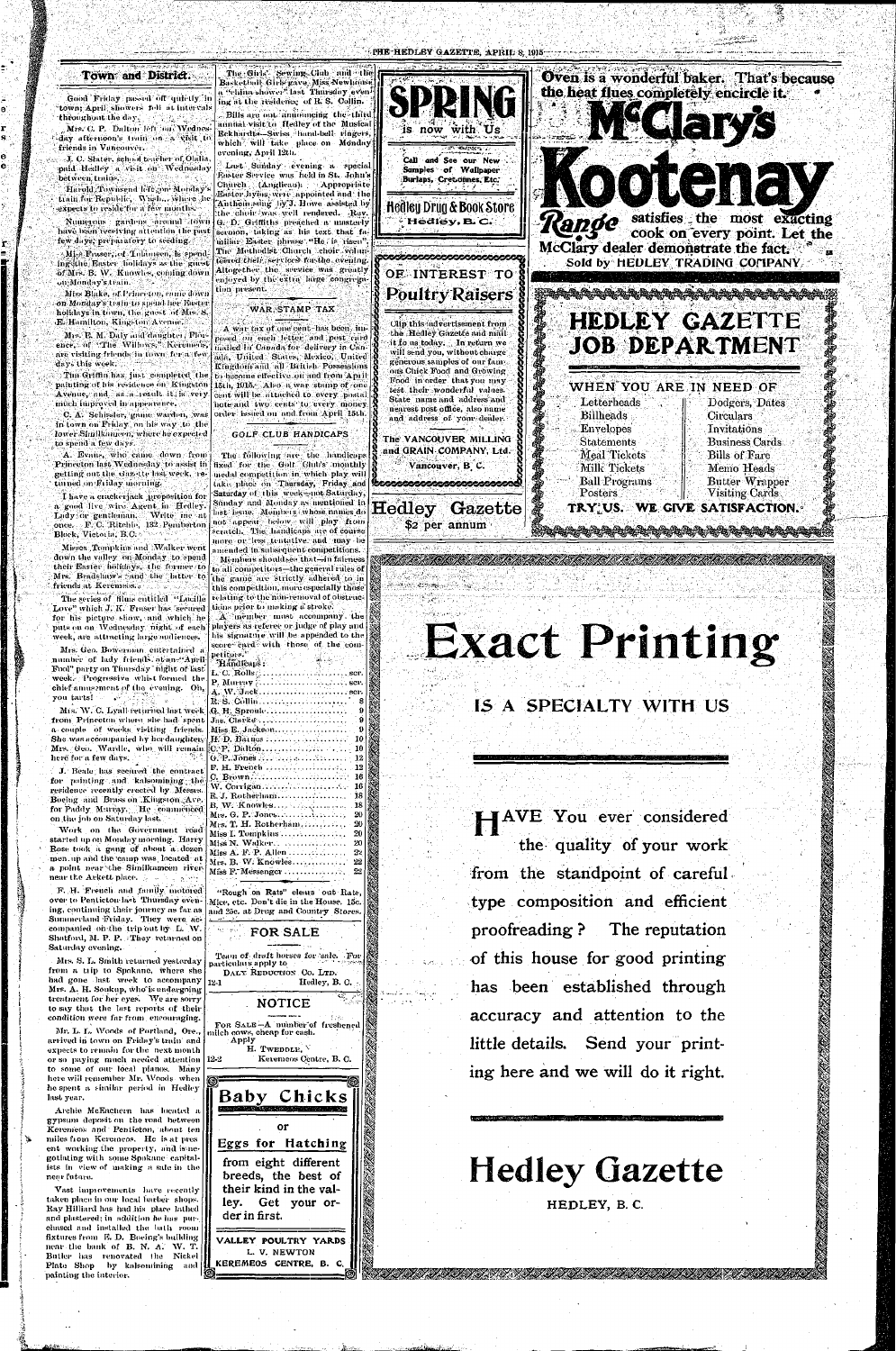## Town and District.

Good Friday passed off quietly in town; April showers fell at intervals throughout the day.

Mrs. C. P. Dalton left on Wednesday afternoon's train on a visit to friends in Vancouver.

J. C. Slater, school teacher of Olalla, paid Hedley a visit on Wednesday between trains.

Harold Townsend left on Monday's train for Republic, Wash., where he expects to reside for a few months.

Numerous gardens around town have been receiving attention the past few days, preparatory to seeding.

Miss Fraser, of Tulameen, is spending the Easter holidays as the guest of Mrs. B. W. Knowles, coming down on Monday's train.

Miss Blake, of Princeton, came down on Monday's train to spend her Easter holidays in town, the guest of Mrs. S. E. Hamilton, Kingston Avenue.

Mrs. B. M. Daly and daughter, Florence, of "The Willows," Keremeos, are visiting friends in town for a few days this week.

Tim Griffin has just completed the painting of his residence on Kingston Avenue, and as a result it is very much improved in appearance.

C. A. Schisler, game warden, was in town on Friday on his way to the lower Similkameen, where he expected to spend a few days.

A. Evans, who came down from Princeton last Wednesday to assist in getting out the Gazette last week, returned on Friday morning.

I have a crackerjack proposition for a good live wire Agent in Hedley. Lady or gentleman. Write me at once. F. C. Ritchie, 132 Pemberton Block, Victoria, B.C.

Misses Tompkins and Walker went down the valley on Monday to spend their Easter holidays, the former to Mrs. Bradshaw's and the latter to friends at Keremeos.

The series of films entitled "Lucille Love" which J. K. Fraser has secured for his picture show, and which he puts on on Wednesday night of each week, are attracting large audiences.

Mrs. Geo. Bowerman entertained a number of lady friends at an "April Fool" party on Thursday night of last week. Progressive whist formed the chief amusement of the evening. Oh, you tarts!

Mrs. W. C. Lyall returned last week from Princeton where she had spent a couple of weeks visiting friends. She was accompanied by her daughter, Mrs. Geo. Wardle, who will remain here for a few days.

J. Beale has secured the contract for painting and kalsomining the residence recently erected by Messrs. Boeing and Brass on Kingston Ave. for Paddy Murray. He commenced on the job on Saturday last.

Work on the Government road started up on Monday morning. Harry Rose took a gang of about a dozen men up and the camp was located at a point near the Similkameen river near the Arkett place.

F. H. French and family motored over to Penticton last Thursday evening, continuing their journey as far as Summerland Friday. They were accompanied on the trip out by L. W. Shatford, M. P. P. They returned on Saturday evening.

Mrs. S. L. Smith returned yesterday from a trip to Spokane, where she had gone last week to accompany Mrs. A. H. Soukup, who is undergoing treatment for her eyes. We are sorry to say that the last reports of their condition were far from encouraging.

Mr. L. L. Woods of Portland, Ore., arrived in town on Friday's train and expects to remain for the next month or so paying much needed attention to some of our local pianos. Many here will remember Mr. Woods when he spent a similar period in Hedley last year.

Archie McEachern has located a gypsum deposit on the road between Keremeos and Penticton, about ten miles from Keremeos. He is at present working the property, and is negotiating with some Spokane capitalists in view of making a sale in the near future.

Vast improvements have recently taken place in our local barber shops. Ray Hilliard has had his place lathed and plastered; in addition he has purchased and installed the bath room fixtures from E. D. Boeing's building near the bank of B. N. A. W. T. Butler has renovated the Nickel Plate Shop by kalsomining and painting the interior.

The Girls' Sewing Club and the Basketball Girls gave Miss Newhouse a "china shower" last Thursday evening at the residence of R. S. Collin.

Bills are out announcing the third annual visit to Hedley of the Musical Eckhardts—Swiss hand-bell ringers, which will take place on Monday evening, April 12th.

Last Sunday evening a special Easter Service was held in St. John's Church (Anglican). Appropriate Easter hymns were appointed and the Anthem sung by J. Howe assisted by the choir was well rendered. Rev. G. D. Griffiths preached a masterly sermon, taking as his text that familiar Easter phrase "He is risen". The Methodist Church choir volunteered their services for the evening. Altogether the service was greatly enjoyed by the extra large congregation present.

### WAR STAMP TAX

A war tax of one cent has been imposed on each letter and post card mailed in Canada for delivery in Canada, United States, Mexico, United Kingdom and all British Possessions to become effective on and from April 15th, 1915. Also a war stamp of one cent will be attached to every postal note and two cents to every money order issued on and from April 15th.

### GOLF CLUB HANDICAPS

The following are the handicaps fixed for the Golf Club's monthly medal competition in which play will take place on Thursday, Friday and Saturday of this week—not Saturday, Sunday and Monday as mentioned in last issue. Members whose names do not appear below will play from scratch. The handicaps are of course more or less tentative and may be amended in subsequent competitions.

Members should see that—in fairness to all competitors—the general rules of the game are strictly adhered to in this competition, more especially those relating to the non-removal of obstructions prior to making a stroke.

A member must accompany the players as referee or judge of play and his signature will be appended to the score card with those of the competitors.

Handicaps:

| | |
|---|---|
| L. C. Rolls | scr. |
| P. Murray | scr. |
| A. W. Jack | scr. |
| R. S. Collin | 8 |
| G. H. Sproule | 9 |
| Jas. Clarke | 9 |
| Miss E. Jackson | 9 |
| H. D. Barnes | 10 |
| C. P. Dalton | 10 |
| G. P. Jones | 12 |
| F. H. French | 12 |
| C. Brown | 16 |
| W. Corrigan | 16 |
| R. J. Rotherham | 18 |
| B. W. Knowles | 18 |
| Mrs. G. P. Jones | 20 |
| Mrs. T. H. Rotherham | 20 |
| Miss I. Tompkins | 20 |
| Miss N. Walker | 20 |
| Miss A. F. P. Allen | 22 |
| Mrs. B. W. Knowles | 22 |
| Miss P. Messenger | 22 |

"Rough on Rats" clears out Rats, Mice, etc. Don't die in the House. 15c. and 25c. at Drug and Country Stores.

### FOR SALE

Team of draft horses for sale. For particulars apply to
DALY REDUCTION CO. LTD.
12-1 Hedley, B. C.

### NOTICE

FOR SALE—A number of freshened milch cows, cheap for cash.
Apply
H. TWEDDLE,
12-2 Keremeos Centre, B. C.

## Baby Chicks

or

## Eggs for Hatching

from eight different breeds, the best of their kind in the valley. Get your order in first.

VALLEY POULTRY YARDS
L. V. NEWTON
KEREMEOS CENTRE, B. C.

## SPRING

is now with Us

Call and See our New Samples of Wallpaper Burlaps, Cretonnes, Etc.

Hedley Drug & Book Store
Hedley, B. C.

## OF INTEREST TO Poultry Raisers

Clip this advertisement from the Hedley Gazette and mail it to us today. In return we will send you, without charge generous samples of our famous Chick Food and Growing Food in order that you may test their wonderful values. State name and address and nearest post office, also name and address of your dealer.

The VANCOUVER MILLING and GRAIN COMPANY, Ltd.
Vancouver, B. C.

**Hedley Gazette**
$2 per annum

Oven is a wonderful baker. That's because the heat flues completely encircle it.

## McClary's Kootenay Range

satisfies the most exacting cook on every point. Let the McClary dealer demonstrate the fact.
Sold by HEDLEY TRADING COMPANY.

## HEDLEY GAZETTE JOB DEPARTMENT

WHEN YOU ARE IN NEED OF

| | |
|---|---|
| Letterheads | Dodgers, Dates |
| Billheads | Circulars |
| Envelopes | Invitations |
| Statements | Business Cards |
| Meal Tickets | Bills of Fare |
| Milk Tickets | Memo Heads |
| Ball Programs | Butter Wrapper |
| Posters | Visiting Cards |

TRY US. WE GIVE SATISFACTION.

# Exact Printing

## IS A SPECIALTY WITH US

HAVE You ever considered the quality of your work from the standpoint of careful type composition and efficient proofreading? The reputation of this house for good printing has been established through accuracy and attention to the little details. Send your printing here and we will do it right.

# Hedley Gazette

HEDLEY, B. C.